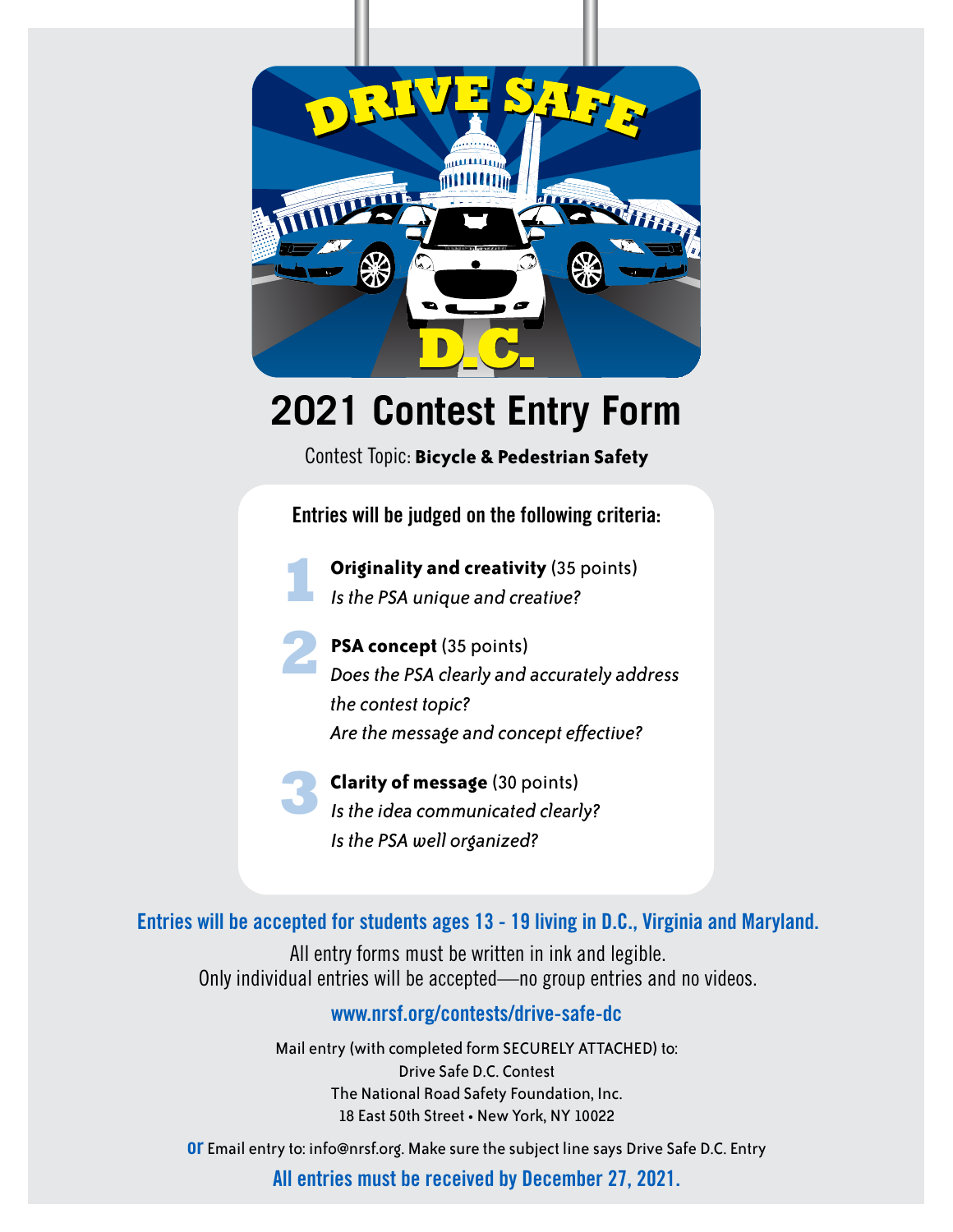DRIVE SAFE D.C.

# 2021 Contest Entry Form

Contest Topic: **Bicycle & Pedestrian Safety**

**Entries will be judged on the following criteria:**

1. **Originality and creativity** (35 points)
   *Is the PSA unique and creative?*

2. **PSA concept** (35 points)
   *Does the PSA clearly and accurately address the contest topic?*
   *Are the message and concept effective?*

3. **Clarity of message** (30 points)
   *Is the idea communicated clearly?*
   *Is the PSA well organized?*

**Entries will be accepted for students ages 13 - 19 living in D.C., Virginia and Maryland.**

All entry forms must be written in ink and legible.
Only individual entries will be accepted—no group entries and no videos.

**www.nrsf.org/contests/drive-safe-dc**

Mail entry (with completed form SECURELY ATTACHED) to:
Drive Safe D.C. Contest
The National Road Safety Foundation, Inc.
18 East 50th Street • New York, NY 10022

**or** Email entry to: info@nrsf.org. Make sure the subject line says Drive Safe D.C. Entry

**All entries must be received by December 27, 2021.**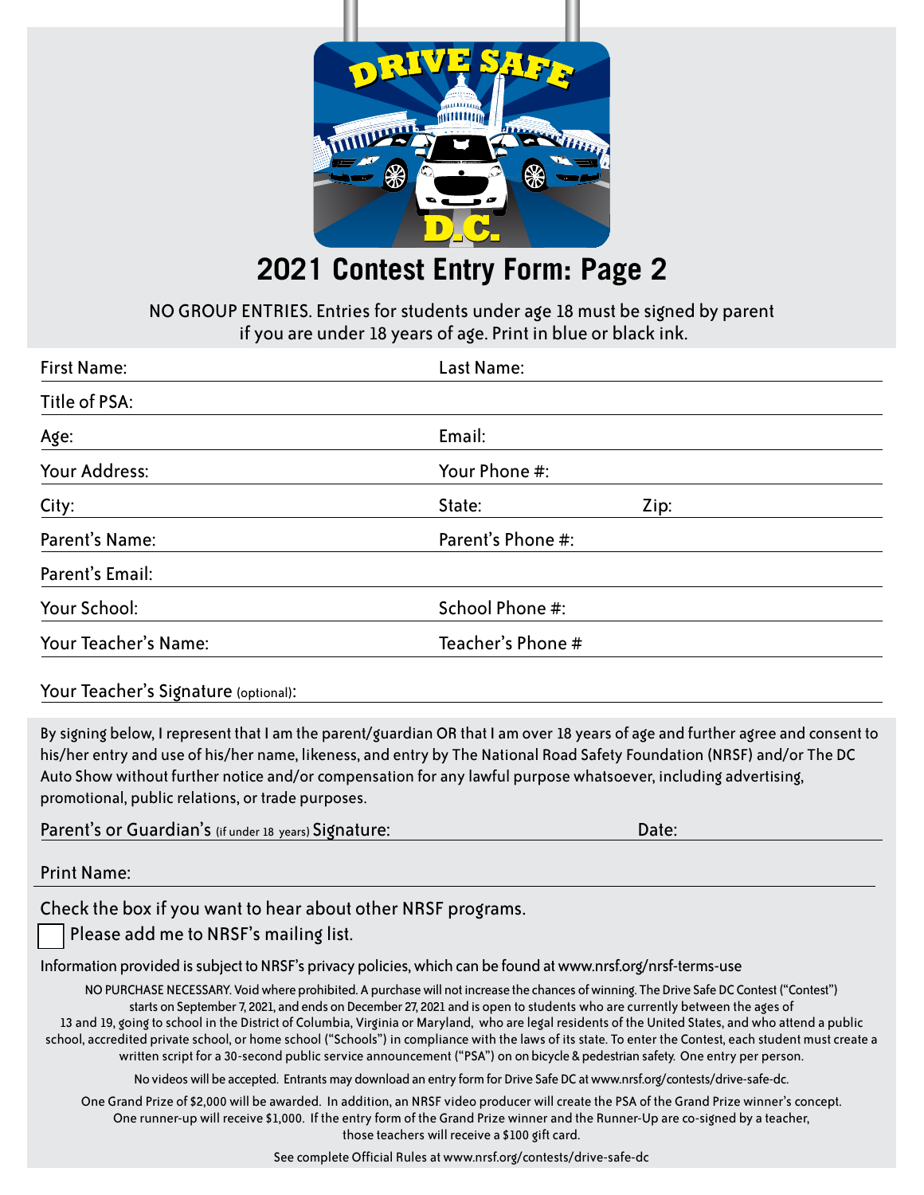DRIVE SAFE D.C.

# 2021 Contest Entry Form: Page 2

NO GROUP ENTRIES. Entries for students under age 18 must be signed by parent if you are under 18 years of age. Print in blue or black ink.

First Name: Last Name:

Title of PSA:

Age: Email:

Your Address: Your Phone #:

City: State: Zip:

Parent's Name: Parent's Phone #:

Parent's Email:

Your School: School Phone #:

Your Teacher's Name: Teacher's Phone #

Your Teacher's Signature (optional):

By signing below, I represent that I am the parent/guardian OR that I am over 18 years of age and further agree and consent to his/her entry and use of his/her name, likeness, and entry by The National Road Safety Foundation (NRSF) and/or The DC Auto Show without further notice and/or compensation for any lawful purpose whatsoever, including advertising, promotional, public relations, or trade purposes.

Parent's or Guardian's (if under 18 years) Signature: Date:

Print Name:

Check the box if you want to hear about other NRSF programs.

☐ Please add me to NRSF's mailing list.

Information provided is subject to NRSF's privacy policies, which can be found at www.nrsf.org/nrsf-terms-use

NO PURCHASE NECESSARY. Void where prohibited. A purchase will not increase the chances of winning. The Drive Safe DC Contest ("Contest") starts on September 7, 2021, and ends on December 27, 2021 and is open to students who are currently between the ages of 13 and 19, going to school in the District of Columbia, Virginia or Maryland, who are legal residents of the United States, and who attend a public school, accredited private school, or home school ("Schools") in compliance with the laws of its state. To enter the Contest, each student must create a written script for a 30-second public service announcement ("PSA") on on bicycle & pedestrian safety. One entry per person.

No videos will be accepted. Entrants may download an entry form for Drive Safe DC at www.nrsf.org/contests/drive-safe-dc.

One Grand Prize of $2,000 will be awarded. In addition, an NRSF video producer will create the PSA of the Grand Prize winner's concept. One runner-up will receive $1,000. If the entry form of the Grand Prize winner and the Runner-Up are co-signed by a teacher, those teachers will receive a $100 gift card.

See complete Official Rules at www.nrsf.org/contests/drive-safe-dc